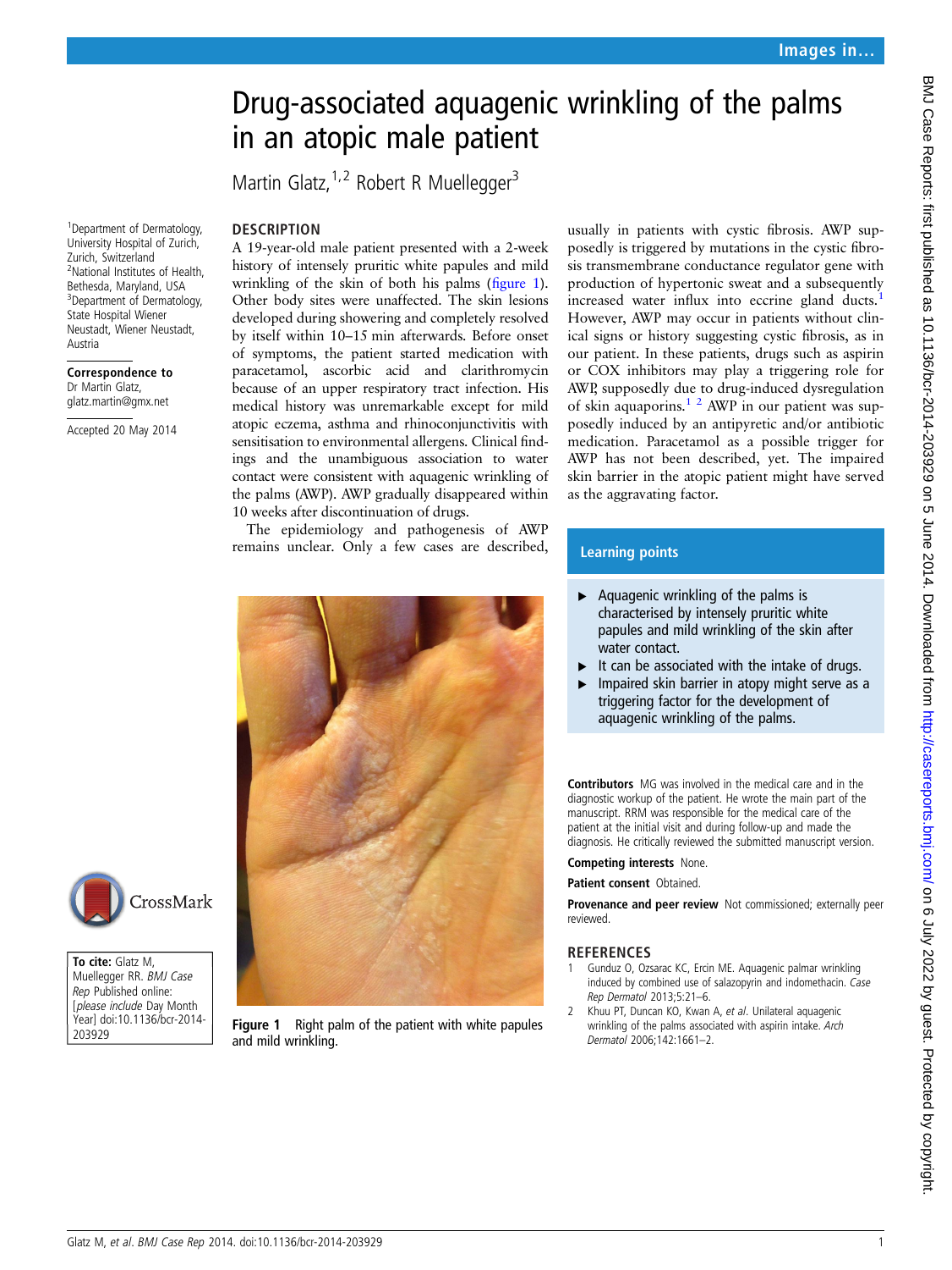# Drug-associated aquagenic wrinkling of the palms in an atopic male patient

Martin Glatz,[1,2] Robert R Muellegger[3]

[1]Department of Dermatology, University Hospital of Zurich, Zurich, Switzerland
[2]National Institutes of Health, Bethesda, Maryland, USA
[3]Department of Dermatology, State Hospital Wiener Neustadt, Wiener Neustadt, Austria

**Correspondence to**
Dr Martin Glatz,
glatz.martin@gmx.net

Accepted 20 May 2014

**To cite:** Glatz M, Muellegger RR. *BMJ Case Rep* Published online: [*please include* Day Month Year] doi:10.1136/bcr-2014-203929

## DESCRIPTION

A 19-year-old male patient presented with a 2-week history of intensely pruritic white papules and mild wrinkling of the skin of both his palms (figure 1). Other body sites were unaffected. The skin lesions developed during showering and completely resolved by itself within 10–15 min afterwards. Before onset of symptoms, the patient started medication with paracetamol, ascorbic acid and clarithromycin because of an upper respiratory tract infection. His medical history was unremarkable except for mild atopic eczema, asthma and rhinoconjunctivitis with sensitisation to environmental allergens. Clinical findings and the unambiguous association to water contact were consistent with aquagenic wrinkling of the palms (AWP). AWP gradually disappeared within 10 weeks after discontinuation of drugs.

The epidemiology and pathogenesis of AWP remains unclear. Only a few cases are described, usually in patients with cystic fibrosis. AWP supposedly is triggered by mutations in the cystic fibrosis transmembrane conductance regulator gene with production of hypertonic sweat and a subsequently increased water influx into eccrine gland ducts.[1] However, AWP may occur in patients without clinical signs or history suggesting cystic fibrosis, as in our patient. In these patients, drugs such as aspirin or COX inhibitors may play a triggering role for AWP, supposedly due to drug-induced dysregulation of skin aquaporins.[1,2] AWP in our patient was supposedly induced by an antipyretic and/or antibiotic medication. Paracetamol as a possible trigger for AWP has not been described, yet. The impaired skin barrier in the atopic patient might have served as the aggravating factor.

Figure 1 Right palm of the patient with white papules and mild wrinkling.

### Learning points

- Aquagenic wrinkling of the palms is characterised by intensely pruritic white papules and mild wrinkling of the skin after water contact.
- It can be associated with the intake of drugs.
- Impaired skin barrier in atopy might serve as a triggering factor for the development of aquagenic wrinkling of the palms.

**Contributors** MG was involved in the medical care and in the diagnostic workup of the patient. He wrote the main part of the manuscript. RRM was responsible for the medical care of the patient at the initial visit and during follow-up and made the diagnosis. He critically reviewed the submitted manuscript version.

**Competing interests** None.

**Patient consent** Obtained.

**Provenance and peer review** Not commissioned; externally peer reviewed.

## REFERENCES

1. Gunduz O, Ozsarac KC, Ercin ME. Aquagenic palmar wrinkling induced by combined use of salazopyrin and indomethacin. *Case Rep Dermatol* 2013;5:21–6.
2. Khuu PT, Duncan KO, Kwan A, *et al*. Unilateral aquagenic wrinkling of the palms associated with aspirin intake. *Arch Dermatol* 2006;142:1661–2.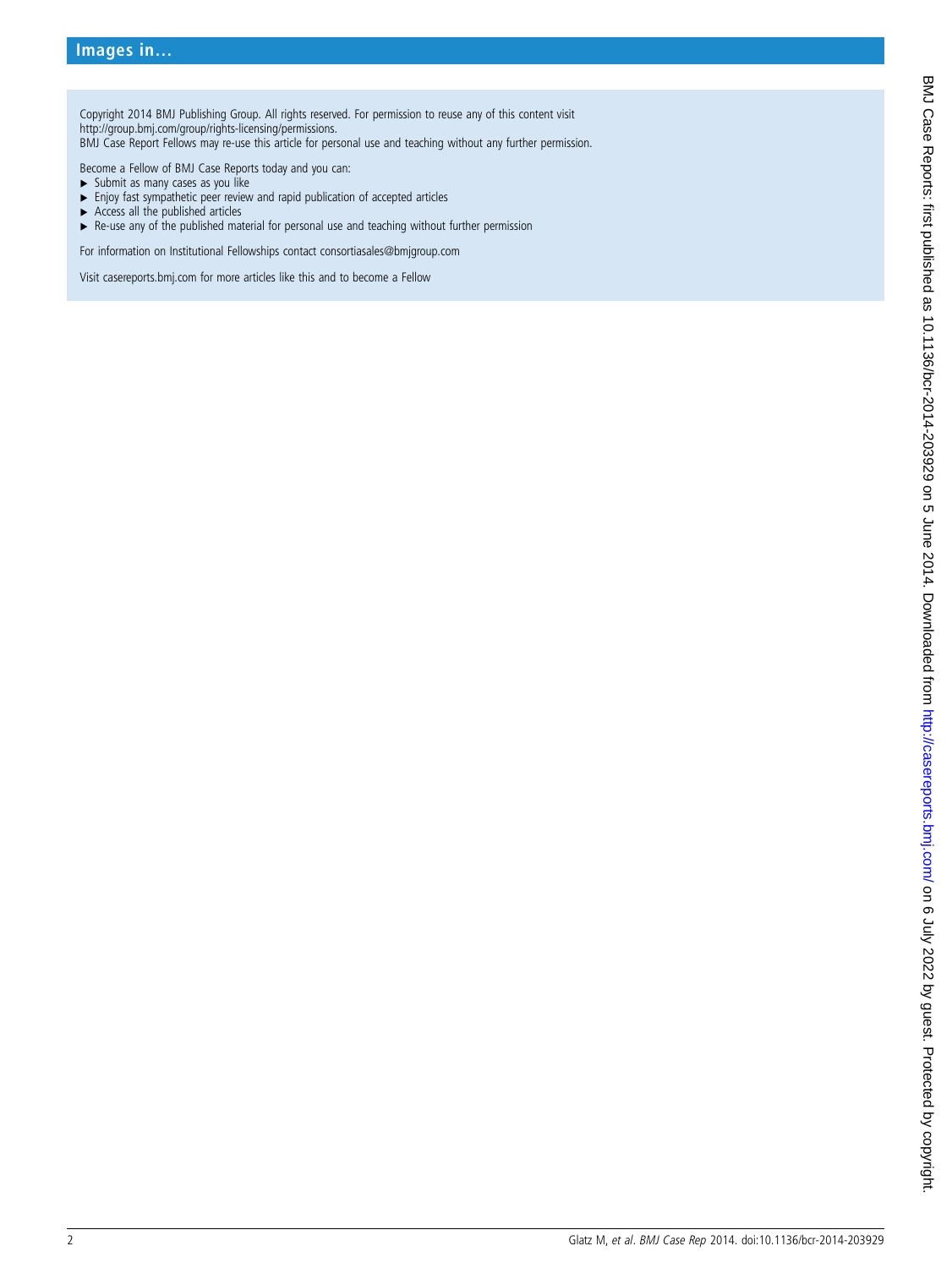Copyright 2014 BMJ Publishing Group. All rights reserved. For permission to reuse any of this content visit
http://group.bmj.com/group/rights-licensing/permissions.
BMJ Case Report Fellows may re-use this article for personal use and teaching without any further permission.

Become a Fellow of BMJ Case Reports today and you can:

- Submit as many cases as you like
- Enjoy fast sympathetic peer review and rapid publication of accepted articles
- Access all the published articles
- Re-use any of the published material for personal use and teaching without further permission

For information on Institutional Fellowships contact consortiasales@bmjgroup.com

Visit casereports.bmj.com for more articles like this and to become a Fellow